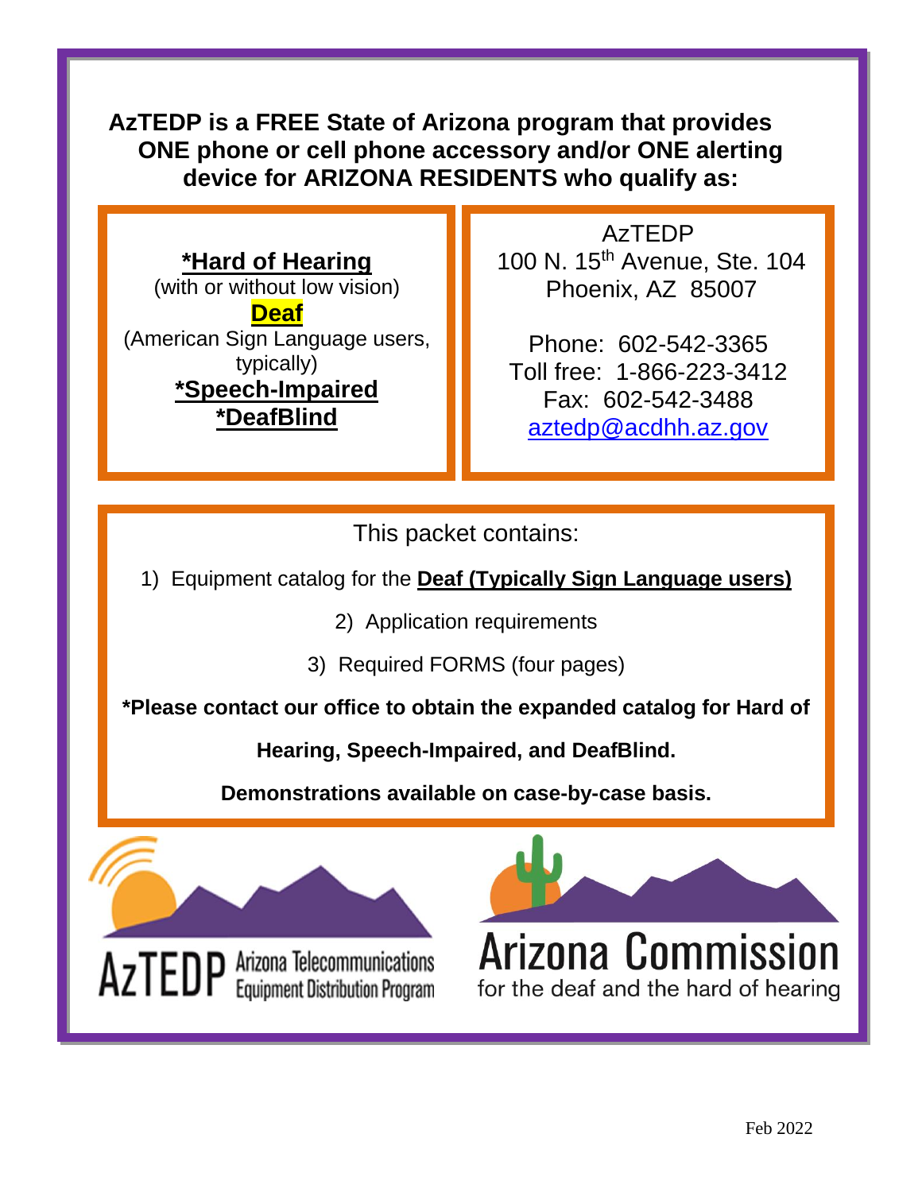**AzTEDP is a FREE State of Arizona program that provides ONE phone or cell phone accessory and/or ONE alerting device for ARIZONA RESIDENTS who qualify as:**

**\*Hard of Hearing**
(with or without low vision)

**Deaf**
(American Sign Language users, typically)

**\*Speech-Impaired**

**\*DeafBlind**

AzTEDP
100 N. 15th Avenue, Ste. 104
Phoenix, AZ 85007

Phone: 602-542-3365
Toll free: 1-866-223-3412
Fax: 602-542-3488
aztedp@acdhh.az.gov

This packet contains:

1) Equipment catalog for the **Deaf (Typically Sign Language users)**
2) Application requirements
3) Required FORMS (four pages)

**\*Please contact our office to obtain the expanded catalog for Hard of Hearing, Speech-Impaired, and DeafBlind.**

**Demonstrations available on case-by-case basis.**

AzTEDP Arizona Telecommunications Equipment Distribution Program

Arizona Commission for the deaf and the hard of hearing

Feb 2022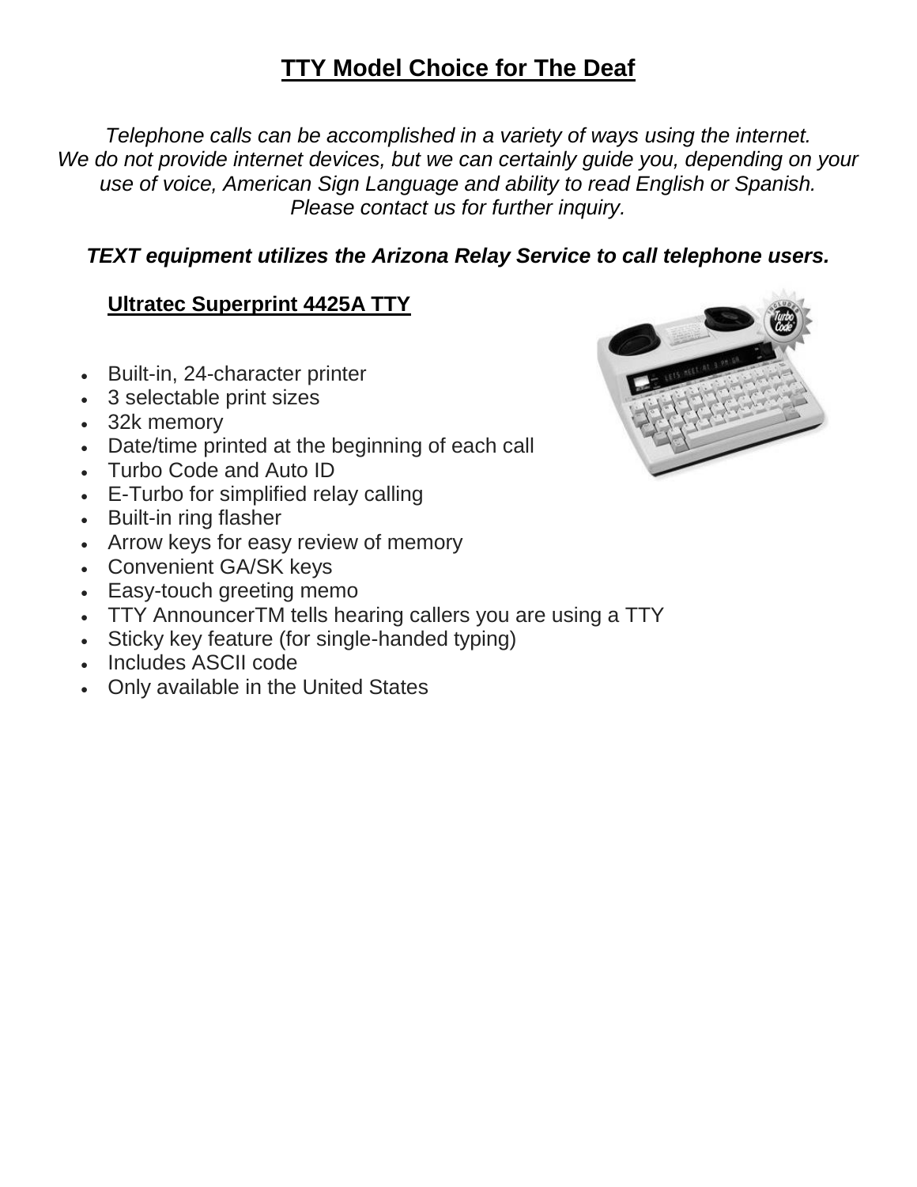# TTY Model Choice for The Deaf

*Telephone calls can be accomplished in a variety of ways using the internet. We do not provide internet devices, but we can certainly guide you, depending on your use of voice, American Sign Language and ability to read English or Spanish. Please contact us for further inquiry.*

***TEXT equipment utilizes the Arizona Relay Service to call telephone users.***

## Ultratec Superprint 4425A TTY

- Built-in, 24-character printer
- 3 selectable print sizes
- 32k memory
- Date/time printed at the beginning of each call
- Turbo Code and Auto ID
- E-Turbo for simplified relay calling
- Built-in ring flasher
- Arrow keys for easy review of memory
- Convenient GA/SK keys
- Easy-touch greeting memo
- TTY AnnouncerTM tells hearing callers you are using a TTY
- Sticky key feature (for single-handed typing)
- Includes ASCII code
- Only available in the United States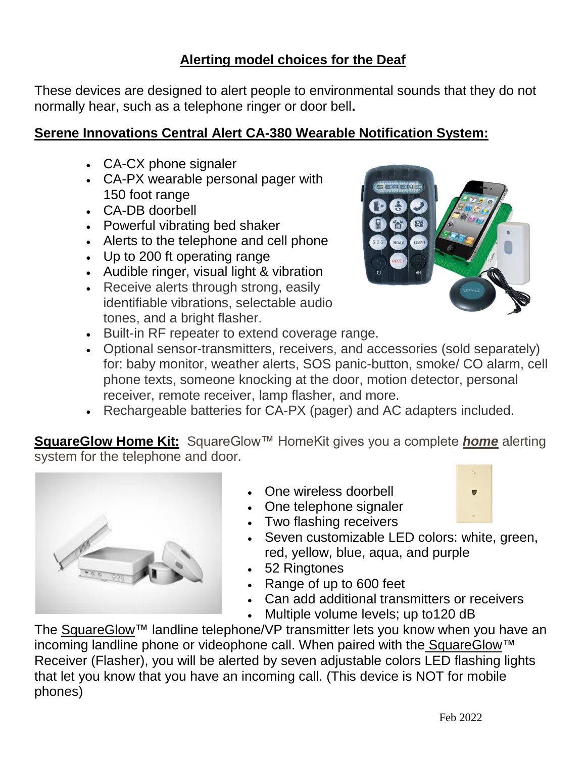## Alerting model choices for the Deaf

These devices are designed to alert people to environmental sounds that they do not normally hear, such as a telephone ringer or door bell**.**

### Serene Innovations Central Alert CA-380 Wearable Notification System:

- CA-CX phone signaler
- CA-PX wearable personal pager with 150 foot range
- CA-DB doorbell
- Powerful vibrating bed shaker
- Alerts to the telephone and cell phone
- Up to 200 ft operating range
- Audible ringer, visual light & vibration
- Receive alerts through strong, easily identifiable vibrations, selectable audio tones, and a bright flasher.
- Built-in RF repeater to extend coverage range.
- Optional sensor-transmitters, receivers, and accessories (sold separately) for: baby monitor, weather alerts, SOS panic-button, smoke/ CO alarm, cell phone texts, someone knocking at the door, motion detector, personal receiver, remote receiver, lamp flasher, and more.
- Rechargeable batteries for CA-PX (pager) and AC adapters included.

**SquareGlow Home Kit:** SquareGlow™ HomeKit gives you a complete ***home*** alerting system for the telephone and door.

- One wireless doorbell
- One telephone signaler
- Two flashing receivers
- Seven customizable LED colors: white, green, red, yellow, blue, aqua, and purple
- 52 Ringtones
- Range of up to 600 feet
- Can add additional transmitters or receivers
- Multiple volume levels; up to120 dB

The SquareGlow™ landline telephone/VP transmitter lets you know when you have an incoming landline phone or videophone call. When paired with the SquareGlow™ Receiver (Flasher), you will be alerted by seven adjustable colors LED flashing lights that let you know that you have an incoming call. (This device is NOT for mobile phones)

Feb 2022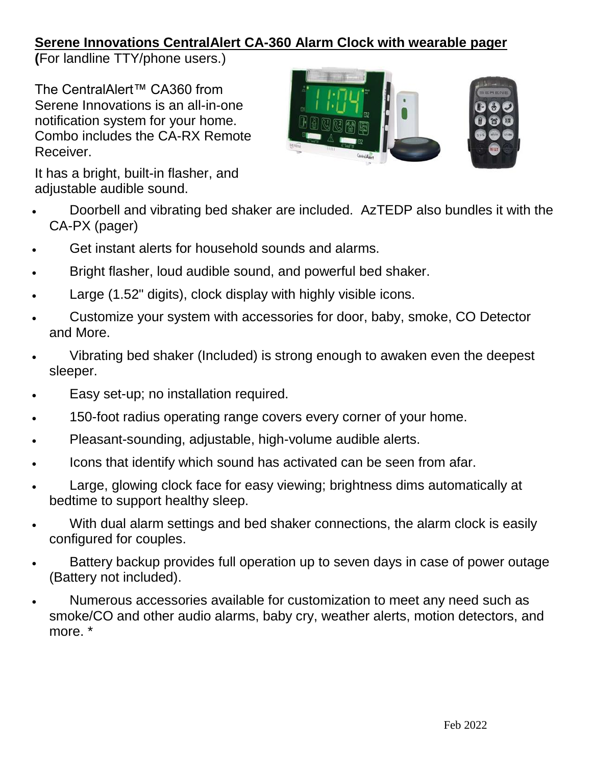**Serene Innovations CentralAlert CA-360 Alarm Clock with wearable pager**

**(**For landline TTY/phone users.)

The CentralAlert™ CA360 from Serene Innovations is an all-in-one notification system for your home. Combo includes the CA-RX Remote Receiver.

It has a bright, built-in flasher, and adjustable audible sound.

- Doorbell and vibrating bed shaker are included. AzTEDP also bundles it with the CA-PX (pager)
- Get instant alerts for household sounds and alarms.
- Bright flasher, loud audible sound, and powerful bed shaker.
- Large (1.52" digits), clock display with highly visible icons.
- Customize your system with accessories for door, baby, smoke, CO Detector and More.
- Vibrating bed shaker (Included) is strong enough to awaken even the deepest sleeper.
- Easy set-up; no installation required.
- 150-foot radius operating range covers every corner of your home.
- Pleasant-sounding, adjustable, high-volume audible alerts.
- Icons that identify which sound has activated can be seen from afar.
- Large, glowing clock face for easy viewing; brightness dims automatically at bedtime to support healthy sleep.
- With dual alarm settings and bed shaker connections, the alarm clock is easily configured for couples.
- Battery backup provides full operation up to seven days in case of power outage (Battery not included).
- Numerous accessories available for customization to meet any need such as smoke/CO and other audio alarms, baby cry, weather alerts, motion detectors, and more. *

Feb 2022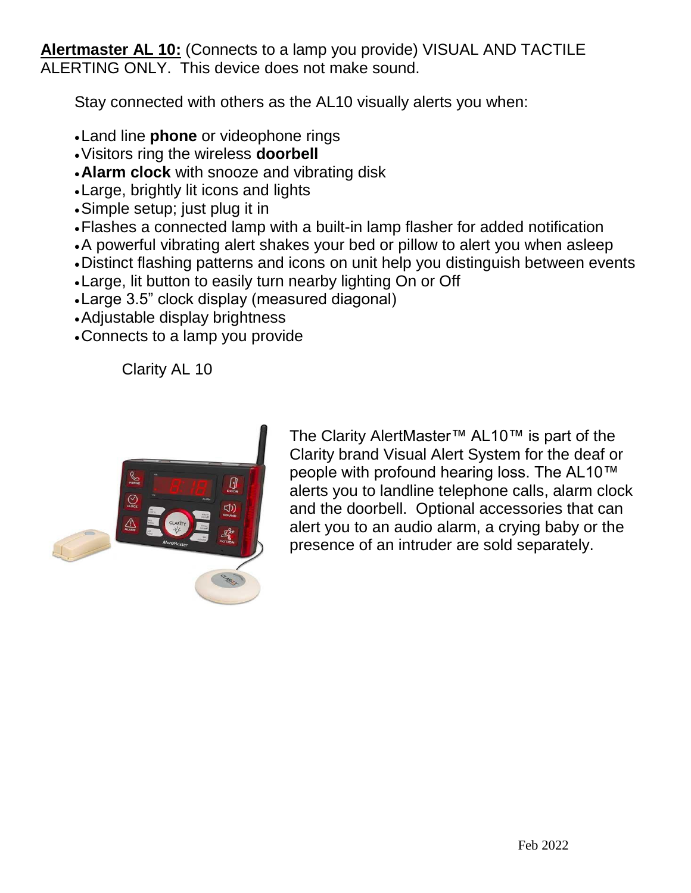**Alertmaster AL 10:** (Connects to a lamp you provide) VISUAL AND TACTILE ALERTING ONLY. This device does not make sound.

Stay connected with others as the AL10 visually alerts you when:

- Land line **phone** or videophone rings
- Visitors ring the wireless **doorbell**
- **Alarm clock** with snooze and vibrating disk
- Large, brightly lit icons and lights
- Simple setup; just plug it in
- Flashes a connected lamp with a built-in lamp flasher for added notification
- A powerful vibrating alert shakes your bed or pillow to alert you when asleep
- Distinct flashing patterns and icons on unit help you distinguish between events
- Large, lit button to easily turn nearby lighting On or Off
- Large 3.5" clock display (measured diagonal)
- Adjustable display brightness
- Connects to a lamp you provide

Clarity AL 10

The Clarity AlertMaster™ AL10™ is part of the Clarity brand Visual Alert System for the deaf or people with profound hearing loss. The AL10™ alerts you to landline telephone calls, alarm clock and the doorbell. Optional accessories that can alert you to an audio alarm, a crying baby or the presence of an intruder are sold separately.

Feb 2022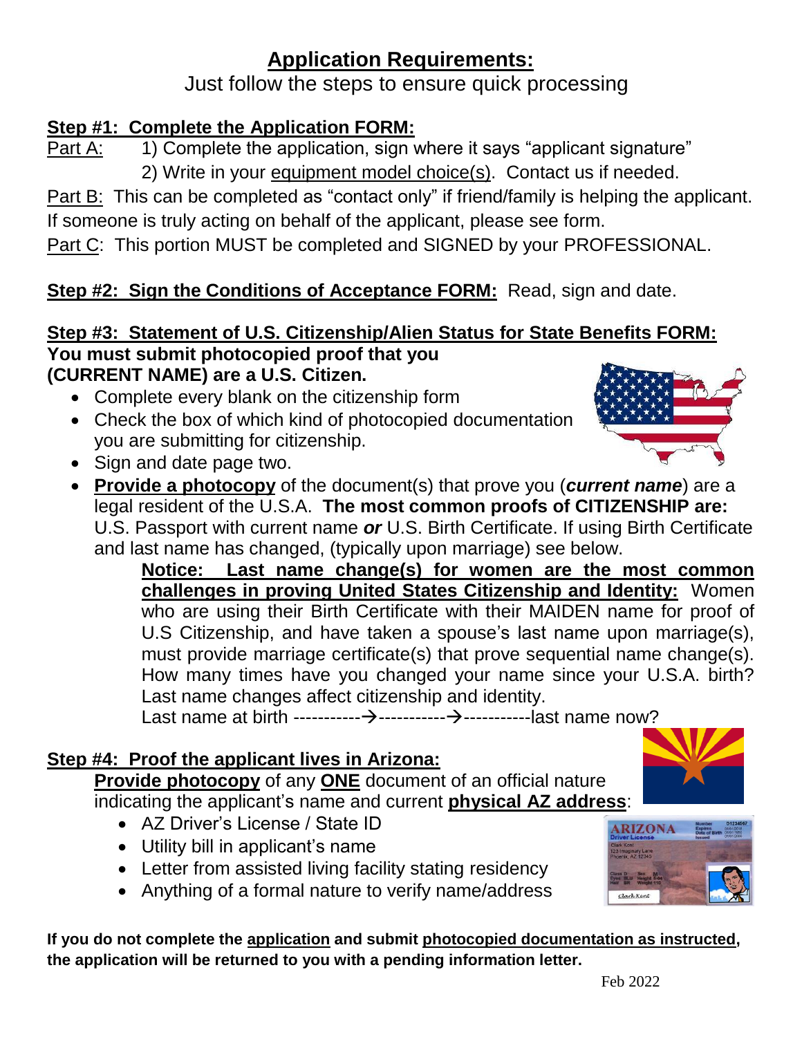# Application Requirements:

Just follow the steps to ensure quick processing

**Step #1: Complete the Application FORM:**

Part A: 1) Complete the application, sign where it says "applicant signature"
2) Write in your equipment model choice(s). Contact us if needed.

Part B: This can be completed as "contact only" if friend/family is helping the applicant. If someone is truly acting on behalf of the applicant, please see form.

Part C: This portion MUST be completed and SIGNED by your PROFESSIONAL.

**Step #2: Sign the Conditions of Acceptance FORM:** Read, sign and date.

**Step #3: Statement of U.S. Citizenship/Alien Status for State Benefits FORM:**

**You must submit photocopied proof that you (CURRENT NAME) are a U.S. Citizen.**

- Complete every blank on the citizenship form
- Check the box of which kind of photocopied documentation you are submitting for citizenship.
- Sign and date page two.
- **Provide a photocopy** of the document(s) that prove you (***current name***) are a legal resident of the U.S.A. **The most common proofs of CITIZENSHIP are:** U.S. Passport with current name ***or*** U.S. Birth Certificate. If using Birth Certificate and last name has changed, (typically upon marriage) see below.

  **Notice: Last name change(s) for women are the most common challenges in proving United States Citizenship and Identity:** Women who are using their Birth Certificate with their MAIDEN name for proof of U.S Citizenship, and have taken a spouse's last name upon marriage(s), must provide marriage certificate(s) that prove sequential name change(s). How many times have you changed your name since your U.S.A. birth? Last name changes affect citizenship and identity.

  Last name at birth -----------→-----------→-----------last name now?

**Step #4: Proof the applicant lives in Arizona:**

**Provide photocopy** of any **ONE** document of an official nature indicating the applicant's name and current **physical AZ address**:

- AZ Driver's License / State ID
- Utility bill in applicant's name
- Letter from assisted living facility stating residency
- Anything of a formal nature to verify name/address

**If you do not complete the application and submit photocopied documentation as instructed, the application will be returned to you with a pending information letter.**

Feb 2022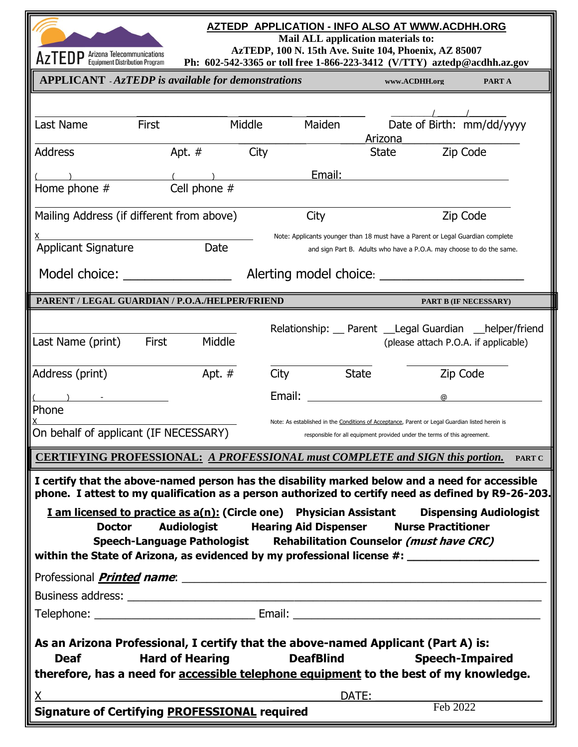AzTEDP Arizona Telecommunications Equipment Distribution Program

**AZTEDP APPLICATION - INFO ALSO AT WWW.ACDHH.ORG**

**Mail ALL application materials to:**
**AzTEDP, 100 N. 15th Ave. Suite 104, Phoenix, AZ 85007**
**Ph: 602-542-3365 or toll free 1-866-223-3412 (V/TTY) aztedp@acdhh.az.gov**

## APPLICANT - *AzTEDP is available for demonstrations* — www.ACDHH.org — PART A

______ ______ ______ ______ ___/___/____
Last Name First Middle Maiden Date of Birth: mm/dd/yyyy

______ ______ ______ Arizona ______
Address Apt. # City State Zip Code

(    ) ______ (    ) ______ Email: ______
Home phone # Cell phone #

______ ______ ______
Mailing Address (if different from above) City Zip Code

X ______
Applicant Signature Date

Note: Applicants younger than 18 must have a Parent or Legal Guardian complete and sign Part B. Adults who have a P.O.A. may choose to do the same.

Model choice: ______ Alerting model choice: ______

## PARENT / LEGAL GUARDIAN / P.O.A./HELPER/FRIEND — PART B (IF NECESSARY)

______ Relationship: __ Parent __Legal Guardian __helper/friend
Last Name (print) First Middle (please attach P.O.A. if applicable)

______ ______ ______
Address (print) Apt. # City State Zip Code

(    ) - ______ Email: ______ @ ______
Phone

X ______
On behalf of applicant (IF NECESSARY)

Note: As established in the Conditions of Acceptance, Parent or Legal Guardian listed herein is responsible for all equipment provided under the terms of this agreement.

## CERTIFYING PROFESSIONAL: *A PROFESSIONAL must COMPLETE and SIGN this portion.* — PART C

**I certify that the above-named person has the disability marked below and a need for accessible phone. I attest to my qualification as a person authorized to certify need as defined by R9-26-203.**

**I am licensed to practice as a(n): (Circle one) Physician Assistant Dispensing Audiologist Doctor Audiologist Hearing Aid Dispenser Nurse Practitioner Speech-Language Pathologist Rehabilitation Counselor *(must have CRC)* within the State of Arizona, as evidenced by my professional license #:** ______

Professional ***Printed name***: ______

Business address: ______

Telephone: ______ Email: ______

**As an Arizona Professional, I certify that the above-named Applicant (Part A) is:**
**Deaf Hard of Hearing DeafBlind Speech-Impaired**
**therefore, has a need for accessible telephone equipment to the best of my knowledge.**

X ______ DATE: ______

**Signature of Certifying PROFESSIONAL required**

Feb 2022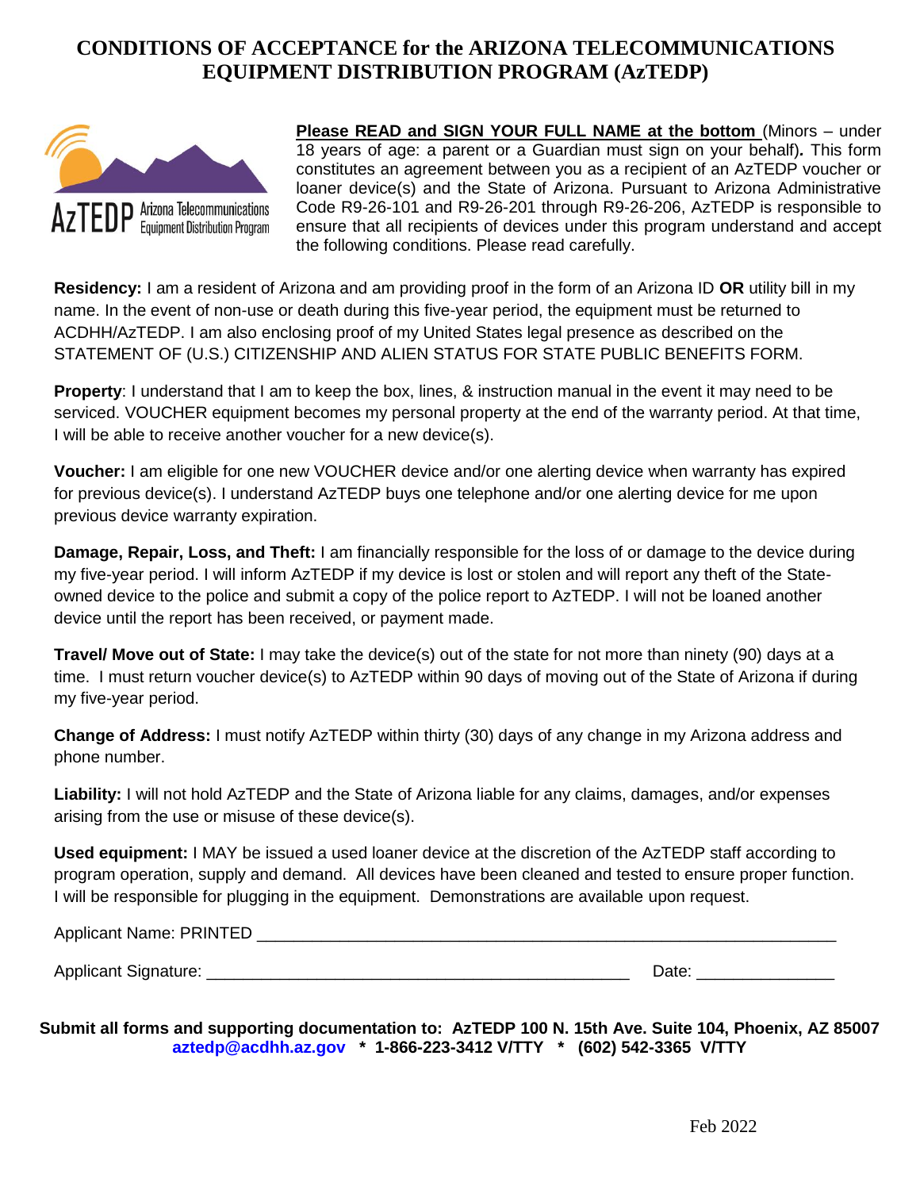# CONDITIONS OF ACCEPTANCE for the ARIZONA TELECOMMUNICATIONS EQUIPMENT DISTRIBUTION PROGRAM (AzTEDP)

AzTEDP Arizona Telecommunications Equipment Distribution Program

**Please READ and SIGN YOUR FULL NAME at the bottom** (Minors – under 18 years of age: a parent or a Guardian must sign on your behalf)*.* This form constitutes an agreement between you as a recipient of an AzTEDP voucher or loaner device(s) and the State of Arizona. Pursuant to Arizona Administrative Code R9-26-101 and R9-26-201 through R9-26-206, AzTEDP is responsible to ensure that all recipients of devices under this program understand and accept the following conditions. Please read carefully.

**Residency:** I am a resident of Arizona and am providing proof in the form of an Arizona ID **OR** utility bill in my name. In the event of non-use or death during this five-year period, the equipment must be returned to ACDHH/AzTEDP. I am also enclosing proof of my United States legal presence as described on the STATEMENT OF (U.S.) CITIZENSHIP AND ALIEN STATUS FOR STATE PUBLIC BENEFITS FORM.

**Property**: I understand that I am to keep the box, lines, & instruction manual in the event it may need to be serviced. VOUCHER equipment becomes my personal property at the end of the warranty period. At that time, I will be able to receive another voucher for a new device(s).

**Voucher:** I am eligible for one new VOUCHER device and/or one alerting device when warranty has expired for previous device(s). I understand AzTEDP buys one telephone and/or one alerting device for me upon previous device warranty expiration.

**Damage, Repair, Loss, and Theft:** I am financially responsible for the loss of or damage to the device during my five-year period. I will inform AzTEDP if my device is lost or stolen and will report any theft of the State-owned device to the police and submit a copy of the police report to AzTEDP. I will not be loaned another device until the report has been received, or payment made.

**Travel/ Move out of State:** I may take the device(s) out of the state for not more than ninety (90) days at a time. I must return voucher device(s) to AzTEDP within 90 days of moving out of the State of Arizona if during my five-year period.

**Change of Address:** I must notify AzTEDP within thirty (30) days of any change in my Arizona address and phone number.

**Liability:** I will not hold AzTEDP and the State of Arizona liable for any claims, damages, and/or expenses arising from the use or misuse of these device(s).

**Used equipment:** I MAY be issued a used loaner device at the discretion of the AzTEDP staff according to program operation, supply and demand. All devices have been cleaned and tested to ensure proper function. I will be responsible for plugging in the equipment. Demonstrations are available upon request.

Applicant Name: PRINTED ______________________________________________________________

Applicant Signature: ______________________________________________ Date: _______________

**Submit all forms and supporting documentation to: AzTEDP 100 N. 15th Ave. Suite 104, Phoenix, AZ 85007**
**aztedp@acdhh.az.gov * 1-866-223-3412 V/TTY * (602) 542-3365 V/TTY**

Feb 2022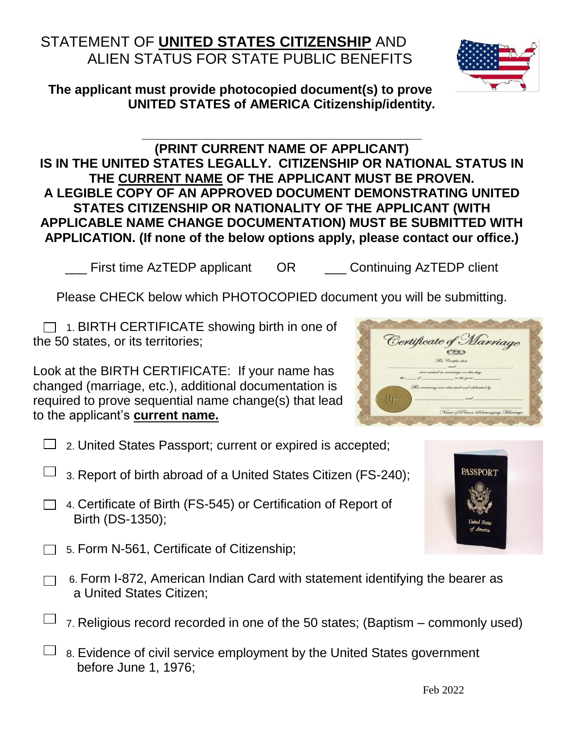# STATEMENT OF **UNITED STATES CITIZENSHIP** AND ALIEN STATUS FOR STATE PUBLIC BENEFITS

**The applicant must provide photocopied document(s) to prove UNITED STATES of AMERICA Citizenship/identity.**

\_\_\_\_\_\_\_\_\_\_\_\_\_\_\_\_\_\_\_\_\_\_\_\_\_\_\_\_\_\_\_\_\_\_\_\_\_\_\_\_\_\_

**(PRINT CURRENT NAME OF APPLICANT)**

**IS IN THE UNITED STATES LEGALLY. CITIZENSHIP OR NATIONAL STATUS IN THE CURRENT NAME OF THE APPLICANT MUST BE PROVEN. A LEGIBLE COPY OF AN APPROVED DOCUMENT DEMONSTRATING UNITED STATES CITIZENSHIP OR NATIONALITY OF THE APPLICANT (WITH APPLICABLE NAME CHANGE DOCUMENTATION) MUST BE SUBMITTED WITH APPLICATION. (If none of the below options apply, please contact our office.)**

\_\_\_ First time AzTEDP applicant OR \_\_\_ Continuing AzTEDP client

Please CHECK below which PHOTOCOPIED document you will be submitting.

☐ 1. BIRTH CERTIFICATE showing birth in one of the 50 states, or its territories;

Look at the BIRTH CERTIFICATE: If your name has changed (marriage, etc.), additional documentation is required to prove sequential name change(s) that lead to the applicant's **current name.**

☐ 2. United States Passport; current or expired is accepted;

☐ 3. Report of birth abroad of a United States Citizen (FS-240);

☐ 4. Certificate of Birth (FS-545) or Certification of Report of Birth (DS-1350);

☐ 5. Form N-561, Certificate of Citizenship;

☐ 6. Form I-872, American Indian Card with statement identifying the bearer as a United States Citizen;

☐ 7. Religious record recorded in one of the 50 states; (Baptism – commonly used)

☐ 8. Evidence of civil service employment by the United States government before June 1, 1976;

Feb 2022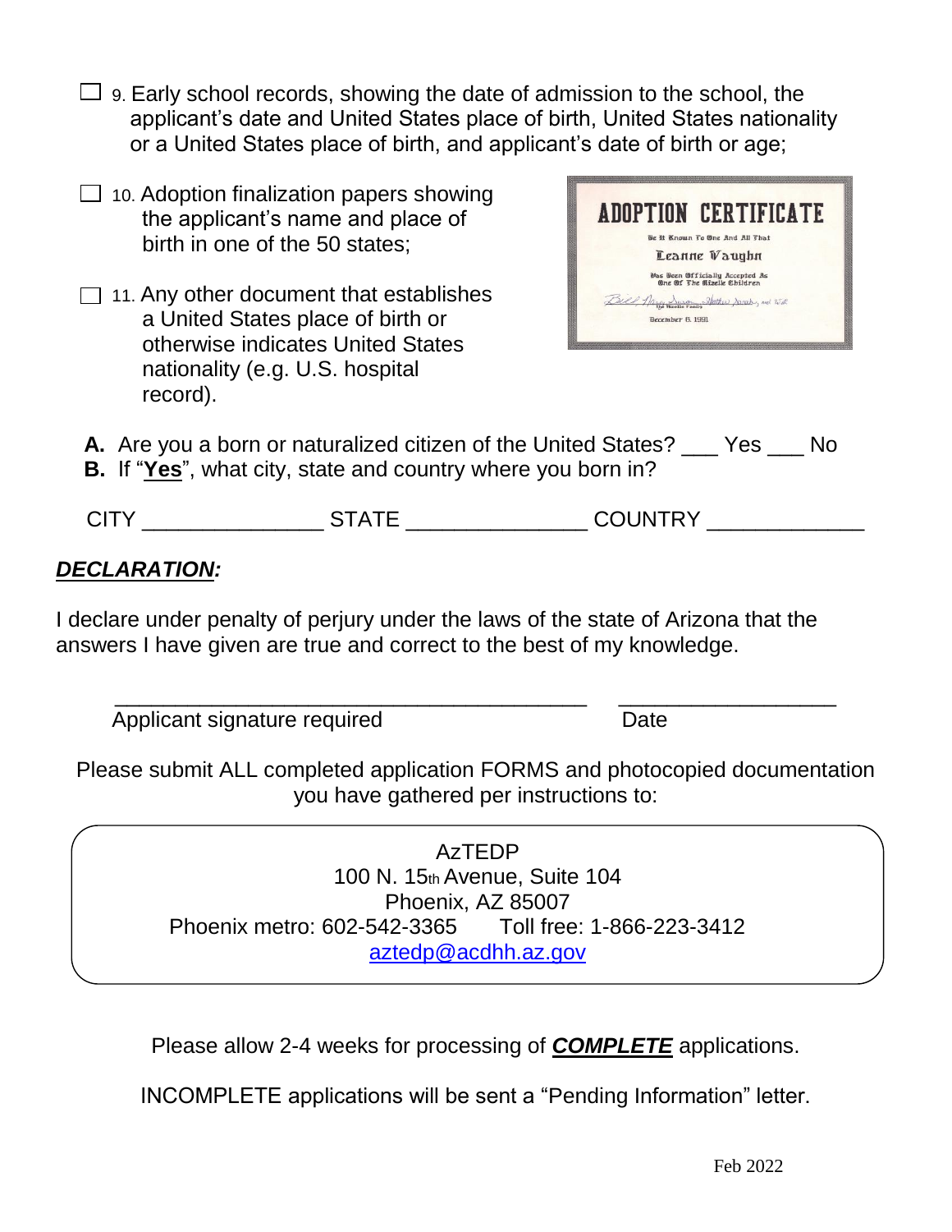☐ 9. Early school records, showing the date of admission to the school, the applicant's date and United States place of birth, United States nationality or a United States place of birth, and applicant's date of birth or age;

☐ 10. Adoption finalization papers showing the applicant's name and place of birth in one of the 50 states;

☐ 11. Any other document that establishes a United States place of birth or otherwise indicates United States nationality (e.g. U.S. hospital record).

**A.** Are you a born or naturalized citizen of the United States? ___ Yes ___ No

**B.** If "**Yes**", what city, state and country where you born in?

CITY _______________ STATE _______________ COUNTRY _____________

## ***DECLARATION:***

I declare under penalty of perjury under the laws of the state of Arizona that the answers I have given are true and correct to the best of my knowledge.

_________________________________________ __________________

Applicant signature required Date

Please submit ALL completed application FORMS and photocopied documentation you have gathered per instructions to:

AzTEDP
100 N. 15th Avenue, Suite 104
Phoenix, AZ 85007
Phoenix metro: 602-542-3365 Toll free: 1-866-223-3412
aztedp@acdhh.az.gov

Please allow 2-4 weeks for processing of ***COMPLETE*** applications.

INCOMPLETE applications will be sent a "Pending Information" letter.

Feb 2022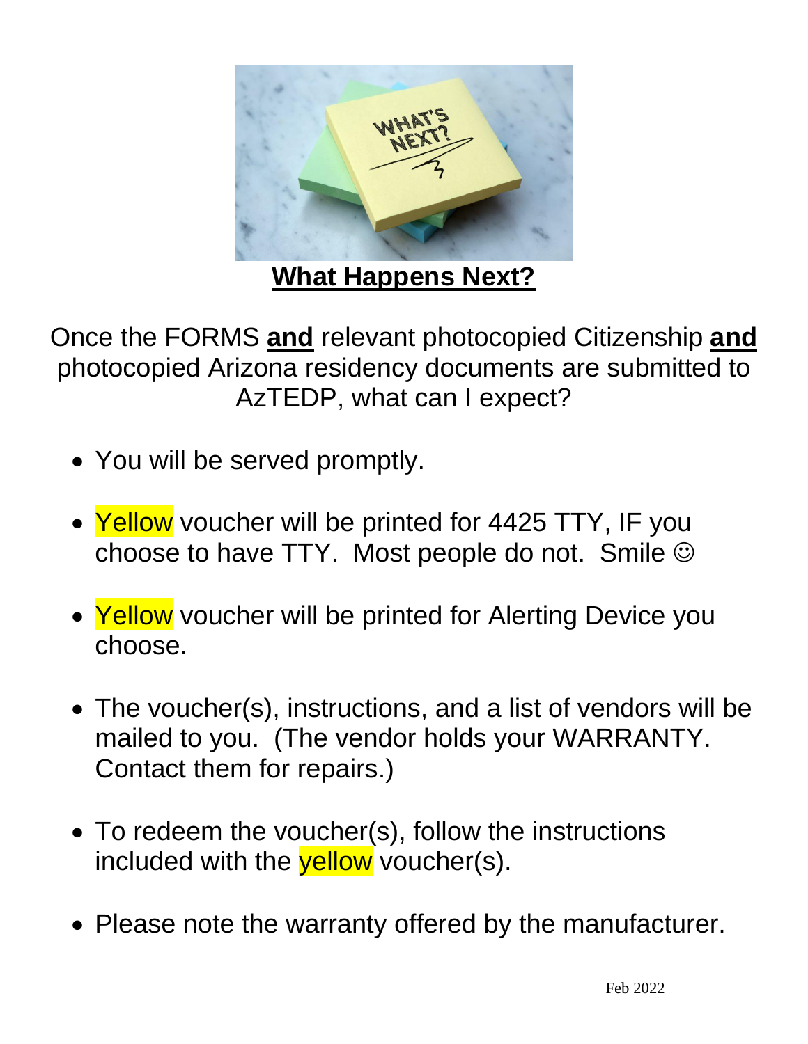# What Happens Next?

Once the FORMS **and** relevant photocopied Citizenship **and** photocopied Arizona residency documents are submitted to AzTEDP, what can I expect?

- You will be served promptly.
- Yellow voucher will be printed for 4425 TTY, IF you choose to have TTY. Most people do not. Smile ☺
- Yellow voucher will be printed for Alerting Device you choose.
- The voucher(s), instructions, and a list of vendors will be mailed to you. (The vendor holds your WARRANTY. Contact them for repairs.)
- To redeem the voucher(s), follow the instructions included with the yellow voucher(s).
- Please note the warranty offered by the manufacturer.

Feb 2022